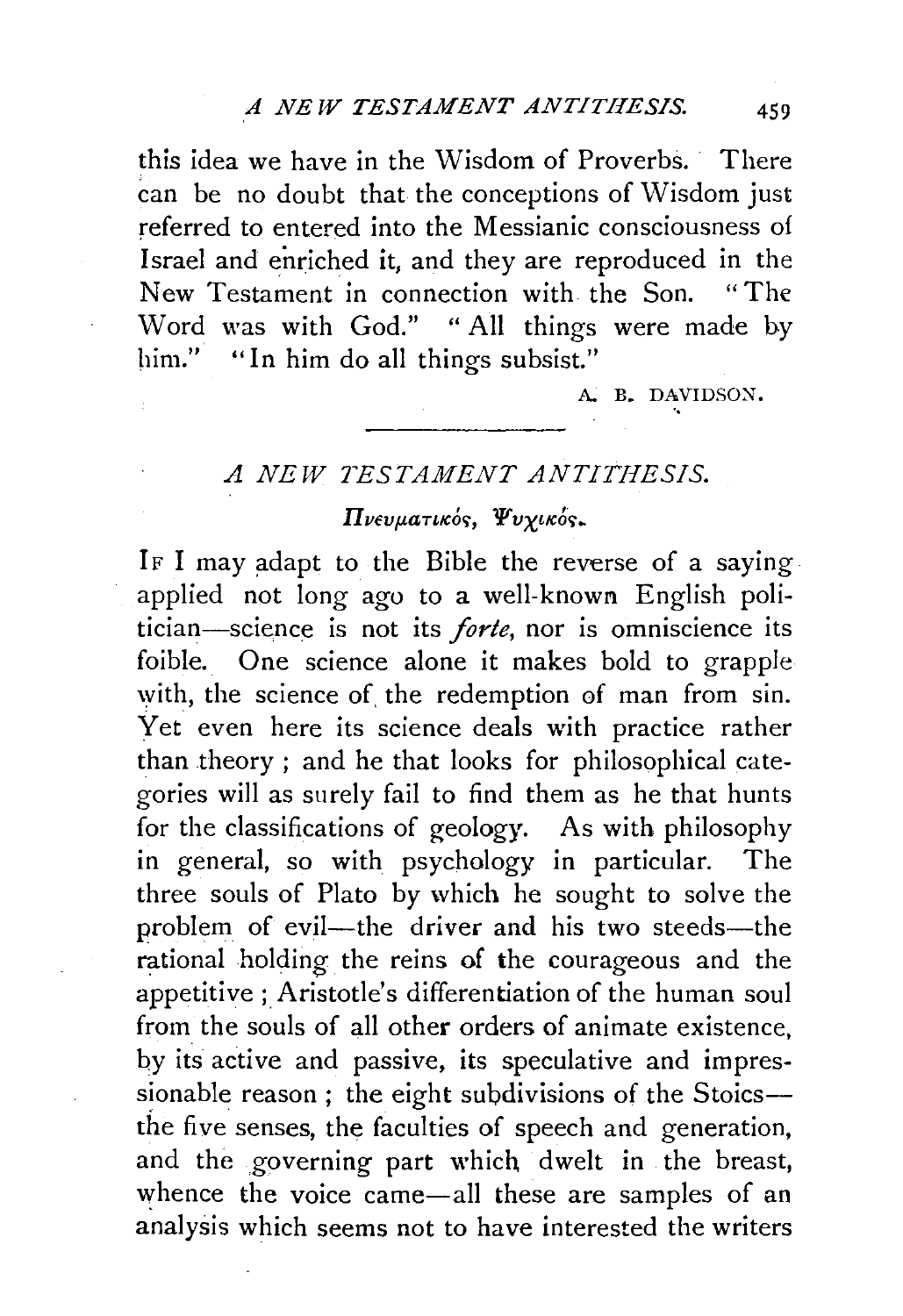this idea we have in the Wisdom of Proverbs. There can be no doubt that the conceptions of Wisdom just referred to entered into the Messianic consciousness of Israel and enriched it, and they are reproduced in the New Testament in connection with the Son. "The Word was with God." "All things were made by him." "In him do all things subsist."

A. B. DAVIDSON.

---

# *A NEW TESTAMENT ANTITHESIS.*

## *Πνευματικός, Ψυχικός.*

IF I may adapt to the Bible the reverse of a saying applied not long ago to a well-known English politician—science is not its *forte*, nor is omniscience its foible. One science alone it makes bold to grapple with, the science of the redemption of man from sin. Yet even here its science deals with practice rather than theory; and he that looks for philosophical categories will as surely fail to find them as he that hunts for the classifications of geology. As with philosophy in general, so with psychology in particular. The three souls of Plato by which he sought to solve the problem of evil—the driver and his two steeds—the rational holding the reins of the courageous and the appetitive; Aristotle's differentiation of the human soul from the souls of all other orders of animate existence, by its active and passive, its speculative and impressionable reason; the eight subdivisions of the Stoics—the five senses, the faculties of speech and generation, and the governing part which dwelt in the breast, whence the voice came—all these are samples of an analysis which seems not to have interested the writers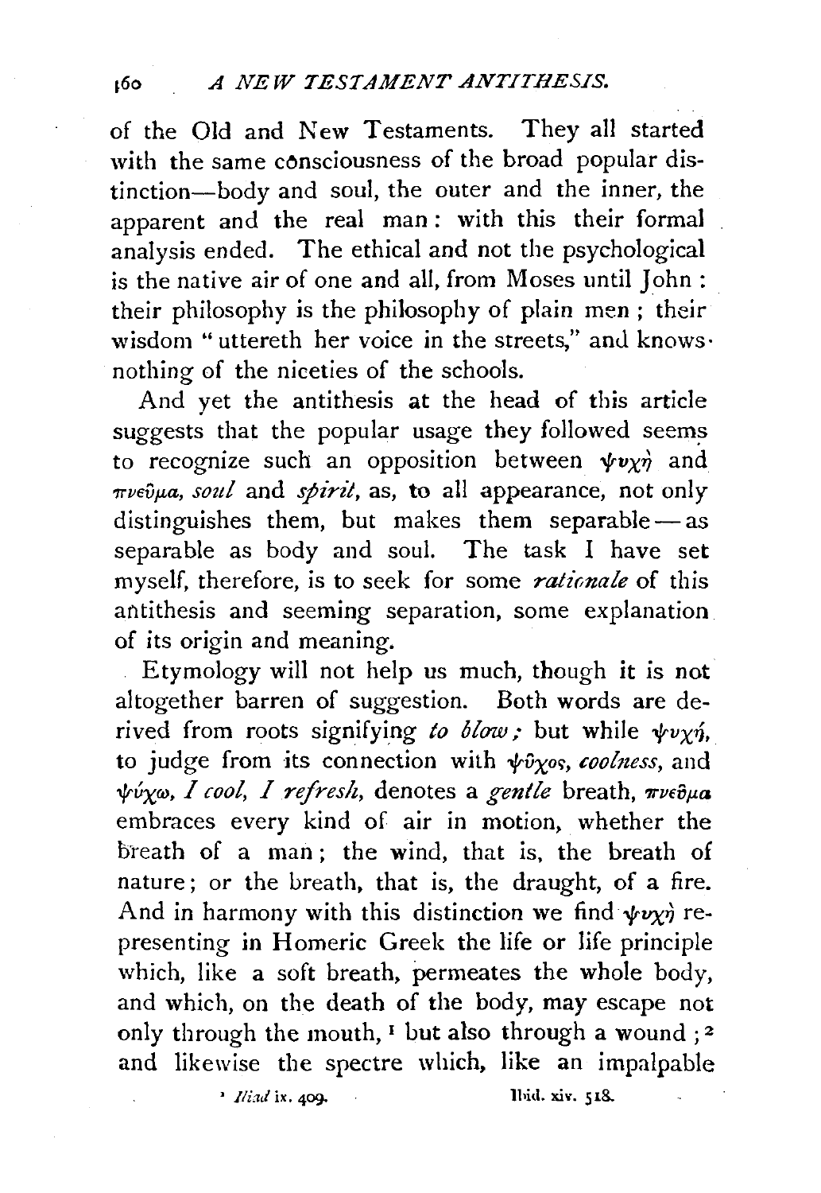of the Old and New Testaments. They all started with the same consciousness of the broad popular distinction—body and soul, the outer and the inner, the apparent and the real man: with this their formal analysis ended. The ethical and not the psychological is the native air of one and all, from Moses until John: their philosophy is the philosophy of plain men; their wisdom "uttereth her voice in the streets," and knows nothing of the niceties of the schools.

And yet the antithesis at the head of this article suggests that the popular usage they followed seems to recognize such an opposition between ψυχή and πνεῦμα, *soul* and *spirit*, as, to all appearance, not only distinguishes them, but makes them separable—as separable as body and soul. The task I have set myself, therefore, is to seek for some *rationale* of this antithesis and seeming separation, some explanation of its origin and meaning.

Etymology will not help us much, though it is not altogether barren of suggestion. Both words are derived from roots signifying *to blow;* but while ψυχή, to judge from its connection with ψῦχος, *coolness*, and ψύχω, *I cool, I refresh*, denotes a *gentle* breath, πνεῦμα embraces every kind of air in motion, whether the breath of a man; the wind, that is, the breath of nature; or the breath, that is, the draught, of a fire. And in harmony with this distinction we find ψυχή representing in Homeric Greek the life or life principle which, like a soft breath, permeates the whole body, and which, on the death of the body, may escape not only through the mouth, [1] but also through a wound; [2] and likewise the spectre which, like an impalpable

[1] *Iliad* ix. 409.

[2] Ibid. xiv. 518.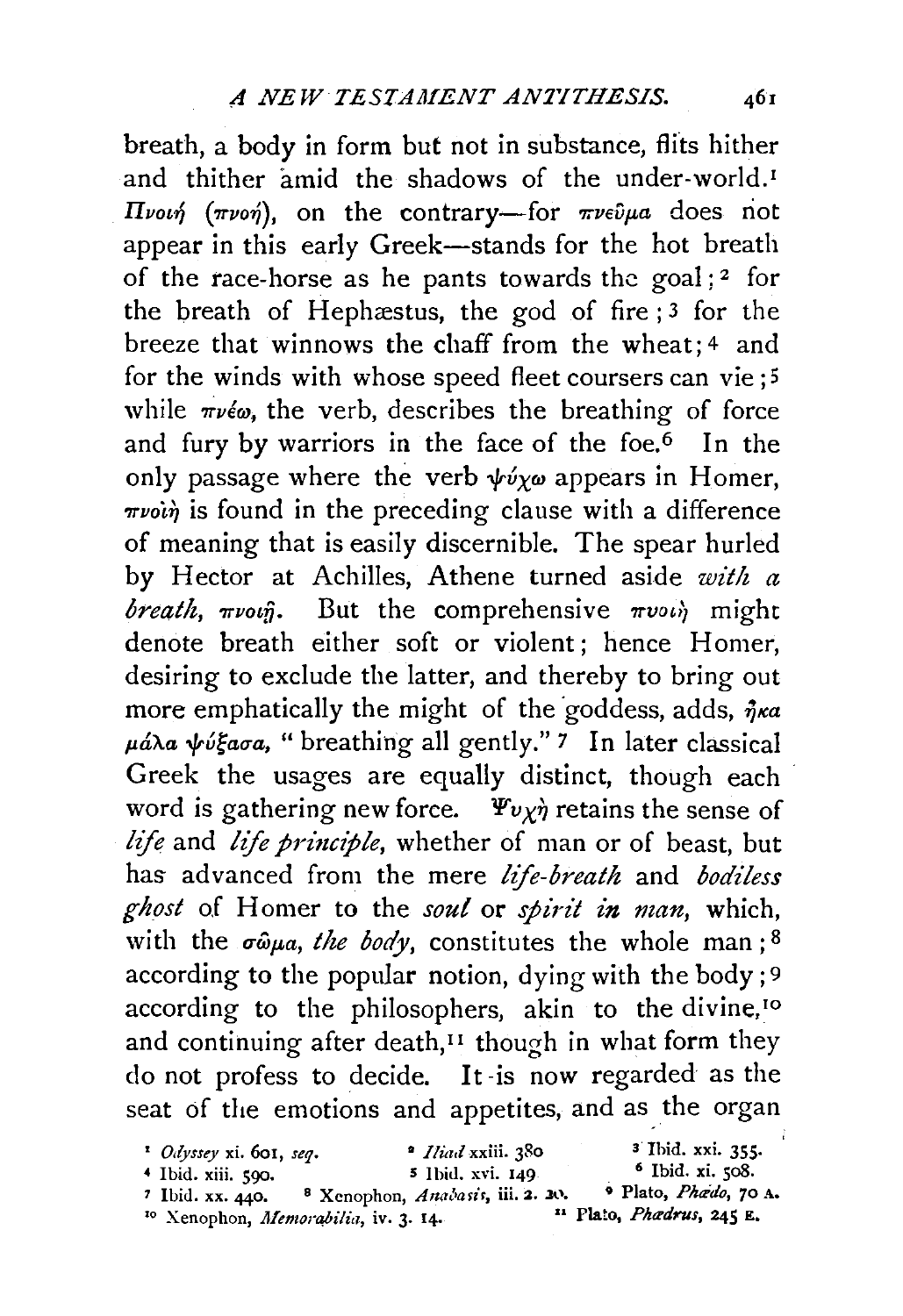breath, a body in form but not in substance, flits hither and thither amid the shadows of the under-world.[1] *Πνοιή* (*πνοή*), on the contrary—for *πνεῦμα* does not appear in this early Greek—stands for the hot breath of the race-horse as he pants towards the goal;[2] for the breath of Hephæstus, the god of fire;[3] for the breeze that winnows the chaff from the wheat;[4] and for the winds with whose speed fleet coursers can vie;[5] while *πνέω*, the verb, describes the breathing of force and fury by warriors in the face of the foe.[6] In the only passage where the verb *ψύχω* appears in Homer, *πνοιὴ* is found in the preceding clause with a difference of meaning that is easily discernible. The spear hurled by Hector at Achilles, Athene turned aside *with a breath*, *πνοιῇ*. But the comprehensive *πνοιὴ* might denote breath either soft or violent; hence Homer, desiring to exclude the latter, and thereby to bring out more emphatically the might of the goddess, adds, *ἦκα μάλα ψύξασα*, "breathing all gently."[7] In later classical Greek the usages are equally distinct, though each word is gathering new force. *Ψυχὴ* retains the sense of *life* and *life principle*, whether of man or of beast, but has advanced from the mere *life-breath* and *bodiless ghost* of Homer to the *soul* or *spirit in man*, which, with the *σῶμα*, *the body*, constitutes the whole man;[8] according to the popular notion, dying with the body;[9] according to the philosophers, akin to the divine,[10] and continuing after death,[11] though in what form they do not profess to decide. It is now regarded as the seat of the emotions and appetites, and as the organ

[1] *Odyssey* xi. 601, *seq.*
[2] *Iliad* xxiii. 380
[3] Ibid. xxi. 355.
[4] Ibid. xiii. 590.
[5] Ibid. xvi. 149
[6] Ibid. xi. 508.
[7] Ibid. xx. 440.
[8] Xenophon, *Anabasis*, iii. 2. 20.
[9] Plato, *Phædo*, 70 A.
[10] Xenophon, *Memorabilia*, iv. 3. 14.
[11] Plato, *Phædrus*, 245 E.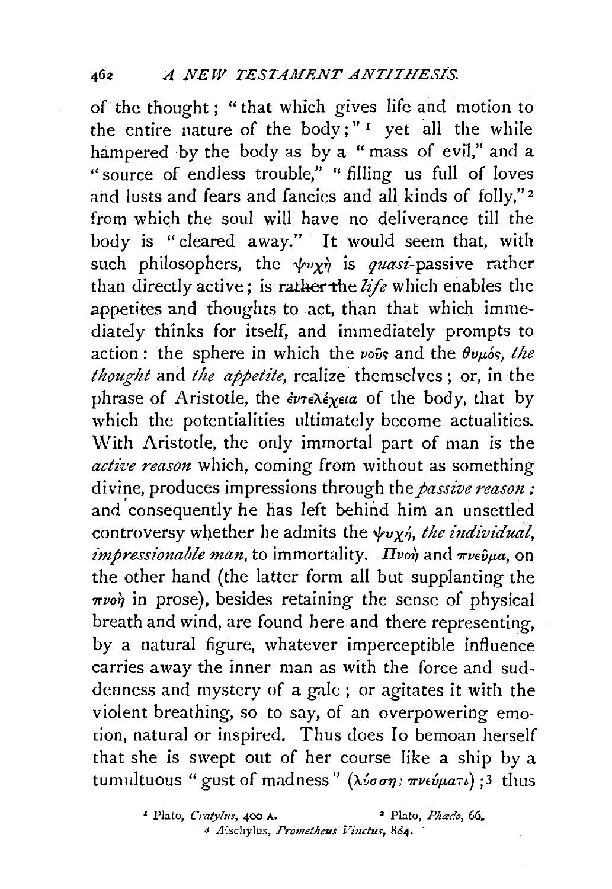of the thought; "that which gives life and motion to the entire nature of the body;" [1] yet all the while hampered by the body as by a "mass of evil," and a "source of endless trouble," "filling us full of loves and lusts and fears and fancies and all kinds of folly," [2] from which the soul will have no deliverance till the body is "cleared away." It would seem that, with such philosophers, the ψυχή is *quasi*-passive rather than directly active; is rather the *life* which enables the appetites and thoughts to act, than that which immediately thinks for itself, and immediately prompts to action: the sphere in which the νοῦς and the θυμός, *the thought* and *the appetite*, realize themselves; or, in the phrase of Aristotle, the ἐντελέχεια of the body, that by which the potentialities ultimately become actualities. With Aristotle, the only immortal part of man is the *active reason* which, coming from without as something divine, produces impressions through the *passive reason;* and consequently he has left behind him an unsettled controversy whether he admits the ψυχή, *the individual, impressionable man*, to immortality. Πνοή and πνεῦμα, on the other hand (the latter form all but supplanting the πνοή in prose), besides retaining the sense of physical breath and wind, are found here and there representing, by a natural figure, whatever imperceptible influence carries away the inner man as with the force and suddenness and mystery of a gale; or agitates it with the violent breathing, so to say, of an overpowering emotion, natural or inspired. Thus does Io bemoan herself that she is swept out of her course like a ship by a tumultuous "gust of madness" (λύσσης πνεύματι); [3] thus

[1] Plato, *Cratylus*, 400 A. [2] Plato, *Phædo*, 66.
[3] Æschylus, *Prometheus Vinctus*, 884.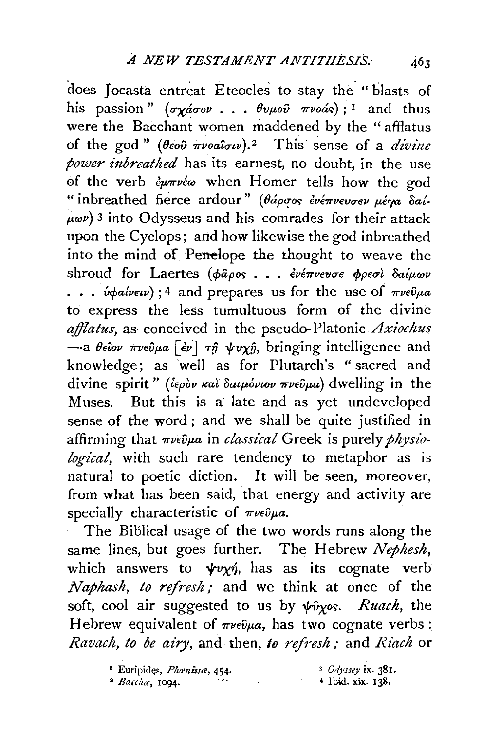does Jocasta entreat Eteocles to stay the "blasts of his passion" (σχάσον . . . θυμοῦ πνοάς); [1] and thus were the Bacchant women maddened by the "afflatus of the god" (θεοῦ πνοαῖσιν). [2] This sense of a *divine power inbreathed* has its earnest, no doubt, in the use of the verb ἐμπνέω when Homer tells how the god "inbreathed fierce ardour" (θάρσος ἐνέπνευσεν μέγα δαίμων) [3] into Odysseus and his comrades for their attack upon the Cyclops; and how likewise the god inbreathed into the mind of Penelope the thought to weave the shroud for Laertes (φᾶρος . . . ἐνέπνευσε φρεσὶ δαίμων . . . ὑφαίνειν); [4] and prepares us for the use of πνεῦμα to express the less tumultuous form of the divine *afflatus*, as conceived in the pseudo-Platonic *Axiochus* —a θεῖον πνεῦμα [ἐν] τῇ ψυχῇ, bringing intelligence and knowledge; as well as for Plutarch's "sacred and divine spirit" (ἱερὸν καὶ δαιμόνιον πνεῦμα) dwelling in the Muses. But this is a late and as yet undeveloped sense of the word; and we shall be quite justified in affirming that πνεῦμα in *classical* Greek is purely *physiological*, with such rare tendency to metaphor as is natural to poetic diction. It will be seen, moreover, from what has been said, that energy and activity are specially characteristic of πνεῦμα.

The Biblical usage of the two words runs along the same lines, but goes further. The Hebrew *Nephesh*, which answers to ψυχή, has as its cognate verb *Naphash, to refresh;* and we think at once of the soft, cool air suggested to us by ψῦχος. *Ruach*, the Hebrew equivalent of πνεῦμα, has two cognate verbs: *Ravach, to be airy*, and then, *to refresh;* and *Riach* or

[1] Euripides, *Phœnissæ*, 454.

[2] *Bacchæ*, 1094.

[3] *Odyssey* ix. 381.

[4] Ibid. xix. 138.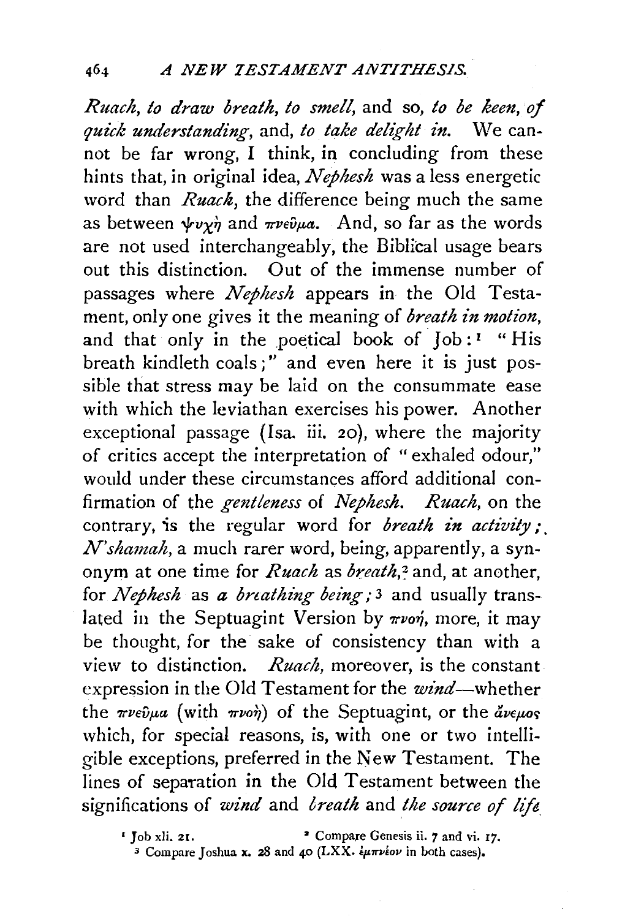*Ruach*, *to draw breath*, *to smell*, and so, *to be keen*, *of quick understanding*, and, *to take delight in*. We cannot be far wrong, I think, in concluding from these hints that, in original idea, *Nephesh* was a less energetic word than *Ruach*, the difference being much the same as between ψυχὴ and πνεῦμα. And, so far as the words are not used interchangeably, the Biblical usage bears out this distinction. Out of the immense number of passages where *Nephesh* appears in the Old Testament, only one gives it the meaning of *breath in motion*, and that only in the poetical book of Job:[1] "His breath kindleth coals;" and even here it is just possible that stress may be laid on the consummate ease with which the leviathan exercises his power. Another exceptional passage (Isa. iii. 20), where the majority of critics accept the interpretation of "exhaled odour," would under these circumstances afford additional confirmation of the *gentleness* of *Nephesh*. *Ruach*, on the contrary, is the regular word for *breath in activity*; *N'shamah*, a much rarer word, being, apparently, a synonym at one time for *Ruach* as *breath*,[2] and, at another, for *Nephesh* as *a breathing being*;[3] and usually translated in the Septuagint Version by πνοή, more, it may be thought, for the sake of consistency than with a view to distinction. *Ruach*, moreover, is the constant expression in the Old Testament for the *wind*—whether the πνεῦμα (with πνοὴ) of the Septuagint, or the ἄνεμος which, for special reasons, is, with one or two intelligible exceptions, preferred in the New Testament. The lines of separation in the Old Testament between the significations of *wind* and *breath* and *the source of life*

[1] Job xli. 21.

[2] Compare Genesis ii. 7 and vi. 17.

[3] Compare Joshua x. 28 and 40 (LXX. ἐμπνέον in both cases).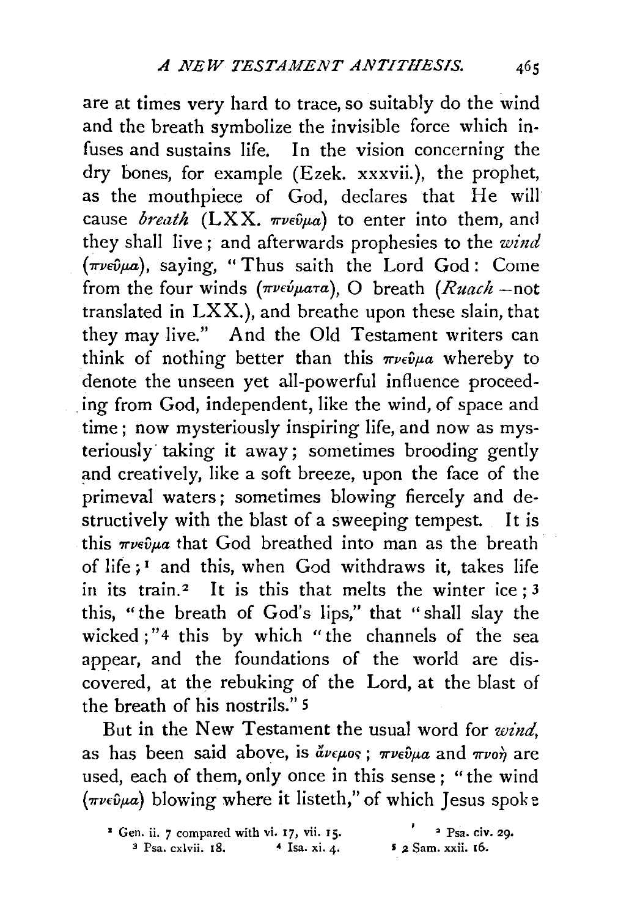are at times very hard to trace, so suitably do the wind and the breath symbolize the invisible force which infuses and sustains life. In the vision concerning the dry bones, for example (Ezek. xxxvii.), the prophet, as the mouthpiece of God, declares that He will cause *breath* (LXX. πνεῦμα) to enter into them, and they shall live; and afterwards prophesies to the *wind* (πνεῦμα), saying, "Thus saith the Lord God: Come from the four winds (πνεύματα), O breath (*Ruach* —not translated in LXX.), and breathe upon these slain, that they may live." And the Old Testament writers can think of nothing better than this πνεῦμα whereby to denote the unseen yet all-powerful influence proceeding from God, independent, like the wind, of space and time; now mysteriously inspiring life, and now as mysteriously taking it away; sometimes brooding gently and creatively, like a soft breeze, upon the face of the primeval waters; sometimes blowing fiercely and destructively with the blast of a sweeping tempest. It is this πνεῦμα that God breathed into man as the breath of life;[1] and this, when God withdraws it, takes life in its train.[2] It is this that melts the winter ice;[3] this, "the breath of God's lips," that "shall slay the wicked;"[4] this by which "the channels of the sea appear, and the foundations of the world are discovered, at the rebuking of the Lord, at the blast of the breath of his nostrils."[5]

But in the New Testament the usual word for *wind*, as has been said above, is ἄνεμος; πνεῦμα and πνοή are used, each of them, only once in this sense; "the wind (πνεῦμα) blowing where it listeth," of which Jesus spoke

[1] Gen. ii. 7 compared with vi. 17, vii. 15. [2] Psa. civ. 29. [3] Psa. cxlvii. 18. [4] Isa. xi. 4. [5] 2 Sam. xxii. 16.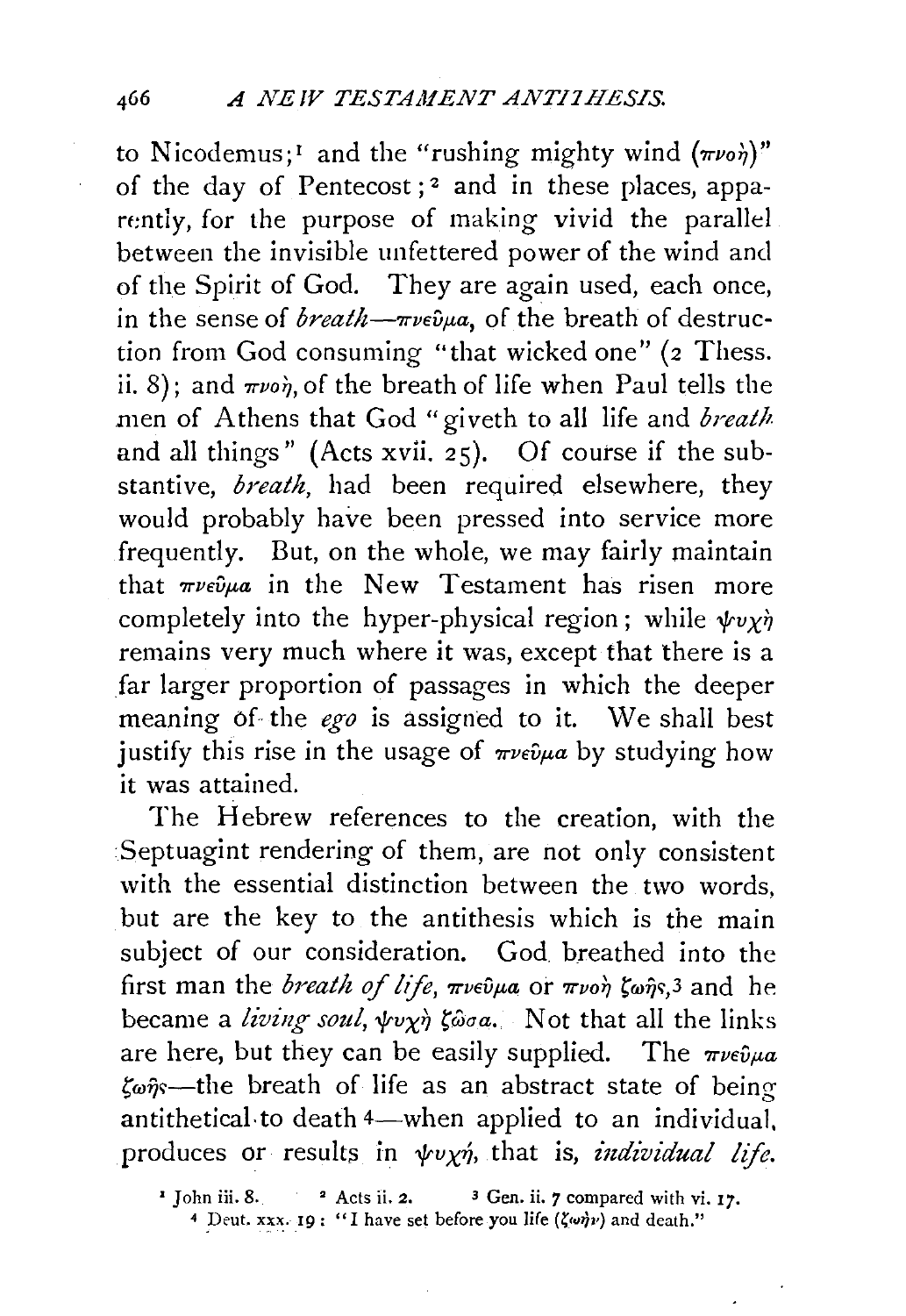to Nicodemus;[1] and the "rushing mighty wind (πνοὴ)" of the day of Pentecost;[2] and in these places, apparently, for the purpose of making vivid the parallel between the invisible unfettered power of the wind and of the Spirit of God. They are again used, each once, in the sense of *breath*—πνεῦμα, of the breath of destruction from God consuming "that wicked one" (2 Thess. ii. 8); and πνοὴ, of the breath of life when Paul tells the men of Athens that God "giveth to all life and *breath* and all things" (Acts xvii. 25). Of course if the substantive, *breath*, had been required elsewhere, they would probably have been pressed into service more frequently. But, on the whole, we may fairly maintain that πνεῦμα in the New Testament has risen more completely into the hyper-physical region; while ψυχὴ remains very much where it was, except that there is a far larger proportion of passages in which the deeper meaning of the *ego* is assigned to it. We shall best justify this rise in the usage of πνεῦμα by studying how it was attained.

The Hebrew references to the creation, with the Septuagint rendering of them, are not only consistent with the essential distinction between the two words, but are the key to the antithesis which is the main subject of our consideration. God breathed into the first man the *breath of life*, πνεῦμα or πνοὴ ζωῆς,[3] and he became a *living soul*, ψυχὴ ζῶσα. Not that all the links are here, but they can be easily supplied. The πνεῦμα ζωῆς—the breath of life as an abstract state of being antithetical to death[4]—when applied to an individual, produces or results in ψυχή, that is, *individual life*.

[1] John iii. 8. [2] Acts ii. 2. [3] Gen. ii. 7 compared with vi. 17.

[4] Deut. xxx. 19: "I have set before you life (ζωὴν) and death."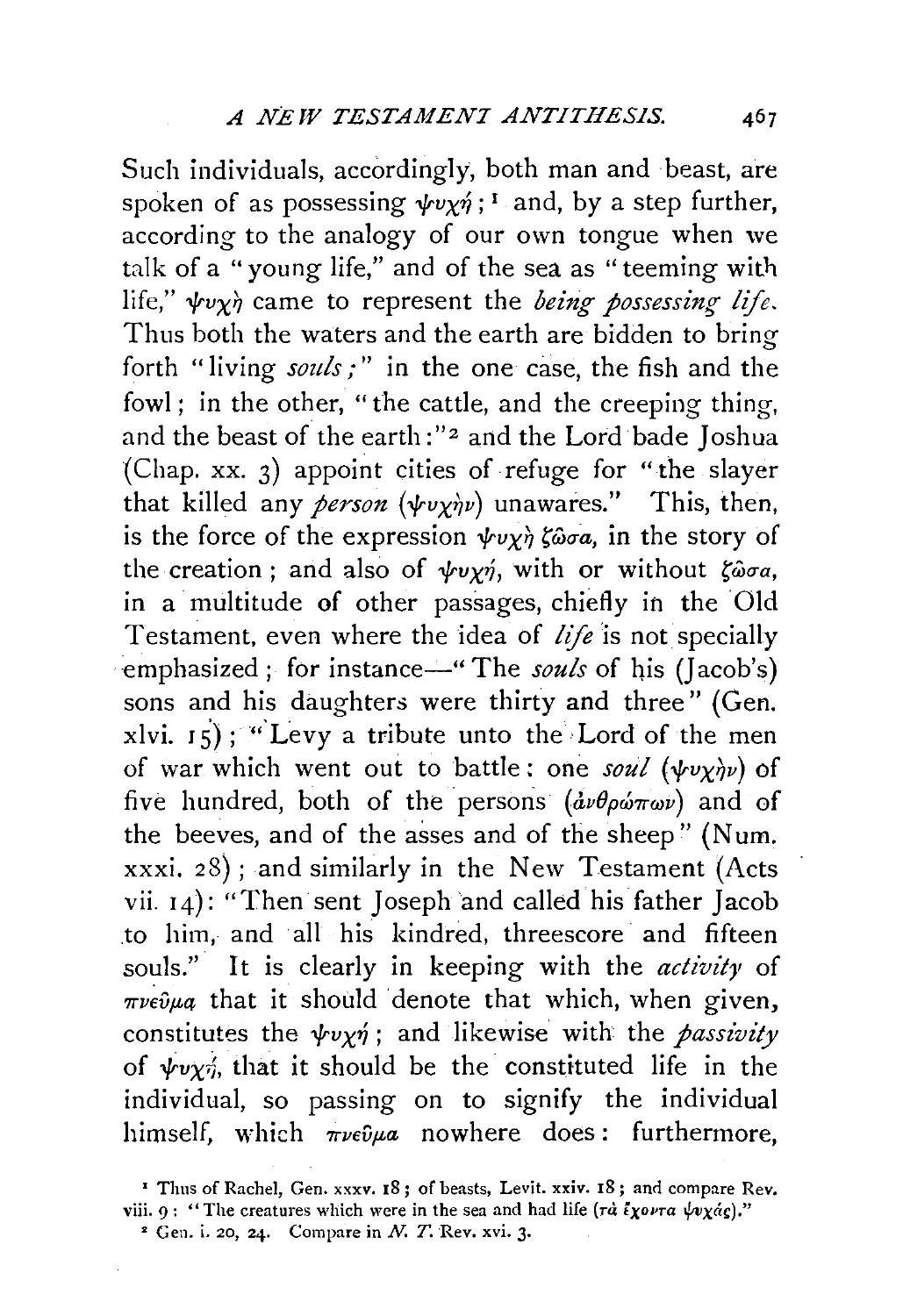Such individuals, accordingly, both man and beast, are spoken of as possessing ψυχή; [1] and, by a step further, according to the analogy of our own tongue when we talk of a "young life," and of the sea as "teeming with life," ψυχὴ came to represent the *being possessing life*. Thus both the waters and the earth are bidden to bring forth "living *souls*;" in the one case, the fish and the fowl; in the other, "the cattle, and the creeping thing, and the beast of the earth:" [2] and the Lord bade Joshua (Chap. xx. 3) appoint cities of refuge for "the slayer that killed any *person* (ψυχὴν) unawares." This, then, is the force of the expression ψυχὴ ζῶσα, in the story of the creation; and also of ψυχή, with or without ζῶσα, in a multitude of other passages, chiefly in the Old Testament, even where the idea of *life* is not specially emphasized; for instance—"The *souls* of his (Jacob's) sons and his daughters were thirty and three" (Gen. xlvi. 15); "Levy a tribute unto the Lord of the men of war which went out to battle: one *soul* (ψυχὴν) of five hundred, both of the persons (ἀνθρώπων) and of the beeves, and of the asses and of the sheep" (Num. xxxi. 28); and similarly in the New Testament (Acts vii. 14): "Then sent Joseph and called his father Jacob to him, and all his kindred, threescore and fifteen souls." It is clearly in keeping with the *activity* of πνεῦμα that it should denote that which, when given, constitutes the ψυχή; and likewise with the *passivity* of ψυχή, that it should be the constituted life in the individual, so passing on to signify the individual himself, which πνεῦμα nowhere does: furthermore,

[1] Thus of Rachel, Gen. xxxv. 18; of beasts, Levit. xxiv. 18; and compare Rev. viii. 9: "The creatures which were in the sea and had life (τὰ ἔχοντα ψυχάς)."

[2] Gen. i. 20, 24. Compare in *N. T.* Rev. xvi. 3.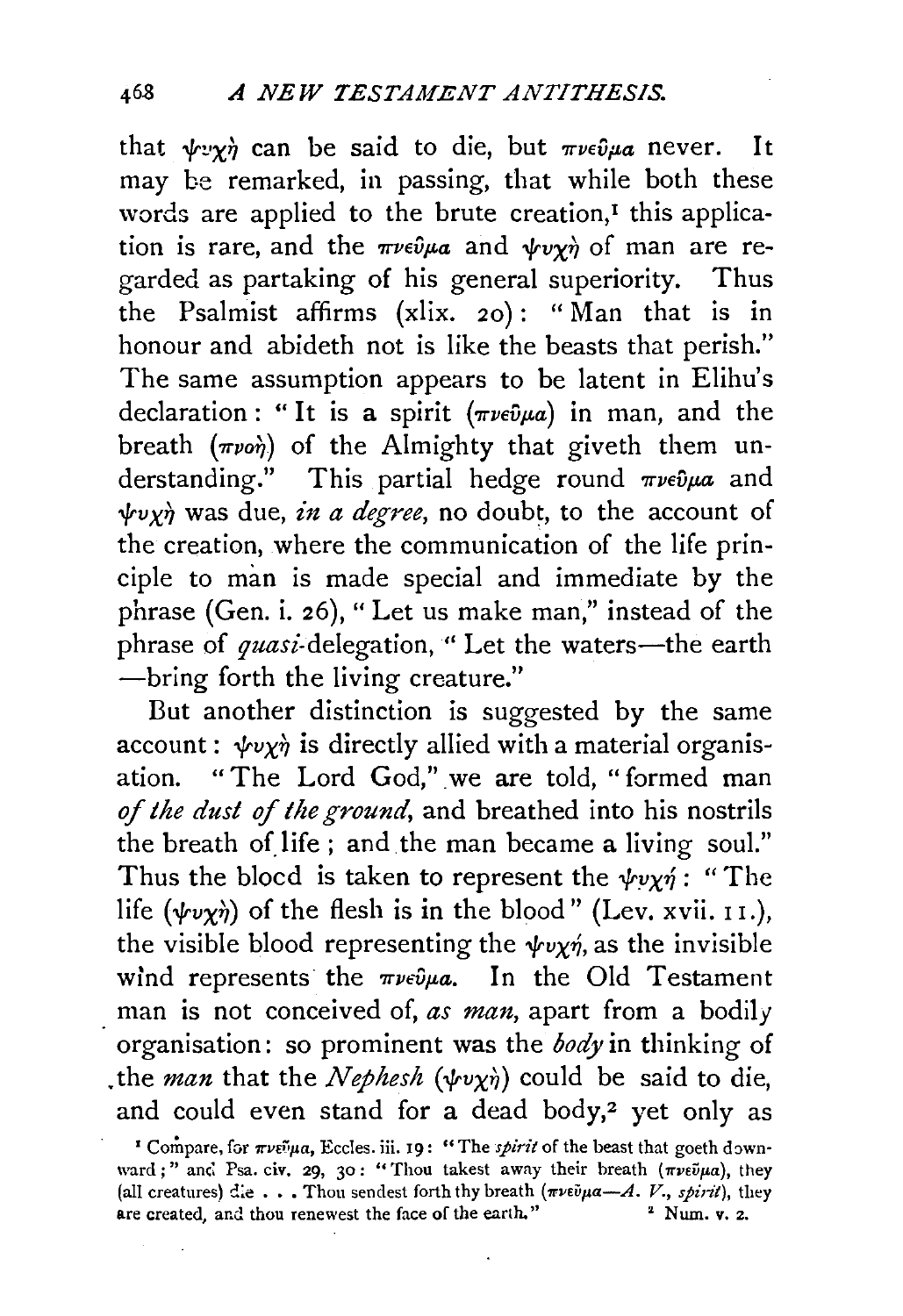that ψυχή can be said to die, but πνεῦμα never. It may be remarked, in passing, that while both these words are applied to the brute creation,[1] this application is rare, and the πνεῦμα and ψυχή of man are regarded as partaking of his general superiority. Thus the Psalmist affirms (xlix. 20): "Man that is in honour and abideth not is like the beasts that perish." The same assumption appears to be latent in Elihu's declaration: "It is a spirit (πνεῦμα) in man, and the breath (πνοή) of the Almighty that giveth them understanding." This partial hedge round πνεῦμα and ψυχή was due, *in a degree*, no doubt, to the account of the creation, where the communication of the life principle to man is made special and immediate by the phrase (Gen. i. 26), "Let us make man," instead of the phrase of *quasi*-delegation, "Let the waters—the earth—bring forth the living creature."

But another distinction is suggested by the same account: ψυχή is directly allied with a material organisation. "The Lord God," we are told, "formed man *of the dust of the ground*, and breathed into his nostrils the breath of life; and the man became a living soul." Thus the blood is taken to represent the ψυχή: "The life (ψυχή) of the flesh is in the blood" (Lev. xvii. 11.), the visible blood representing the ψυχή, as the invisible wind represents the πνεῦμα. In the Old Testament man is not conceived of, *as man*, apart from a bodily organisation: so prominent was the *body* in thinking of the *man* that the *Nephesh* (ψυχή) could be said to die, and could even stand for a dead body,[2] yet only as

[1] Compare, for πνεῦμα, Eccles. iii. 19: "The *spirit* of the beast that goeth downward;" and Psa. civ. 29, 30: "Thou takest away their breath (πνεῦμα), they (all creatures) die . . . Thou sendest forth thy breath (πνεῦμα—*A. V., spirit*), they are created, and thou renewest the face of the earth."

[2] Num. v. 2.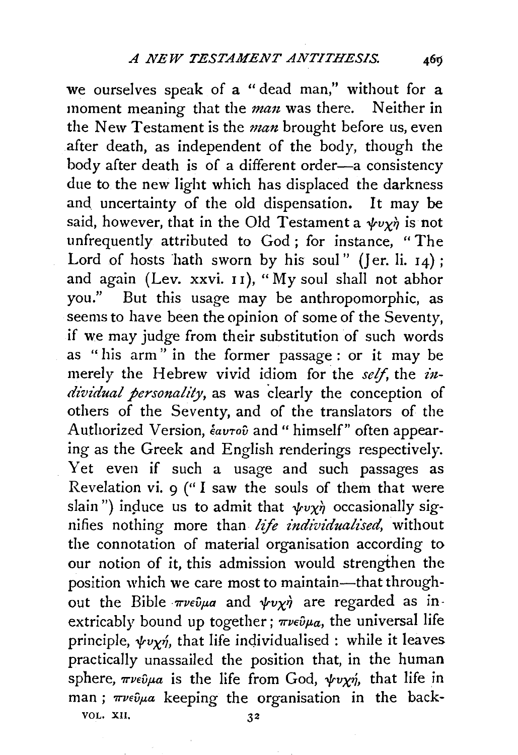we ourselves speak of a "dead man," without for a moment meaning that the *man* was there. Neither in the New Testament is the *man* brought before us, even after death, as independent of the body, though the body after death is of a different order—a consistency due to the new light which has displaced the darkness and uncertainty of the old dispensation. It may be said, however, that in the Old Testament a ψυχή is not unfrequently attributed to God; for instance, "The Lord of hosts hath sworn by his soul" (Jer. li. 14); and again (Lev. xxvi. 11), "My soul shall not abhor you." But this usage may be anthropomorphic, as seems to have been the opinion of some of the Seventy, if we may judge from their substitution of such words as "his arm" in the former passage: or it may be merely the Hebrew vivid idiom for the *self*, the *individual personality*, as was clearly the conception of others of the Seventy, and of the translators of the Authorized Version, ἑαυτοῦ and "himself" often appearing as the Greek and English renderings respectively. Yet even if such a usage and such passages as Revelation vi. 9 ("I saw the souls of them that were slain") induce us to admit that ψυχή occasionally signifies nothing more than *life individualised*, without the connotation of material organisation according to our notion of it, this admission would strengthen the position which we care most to maintain—that throughout the Bible πνεῦμα and ψυχή are regarded as inextricably bound up together; πνεῦμα, the universal life principle, ψυχή, that life individualised: while it leaves practically unassailed the position that, in the human sphere, πνεῦμα is the life from God, ψυχή, that life in man; πνεῦμα keeping the organisation in the back-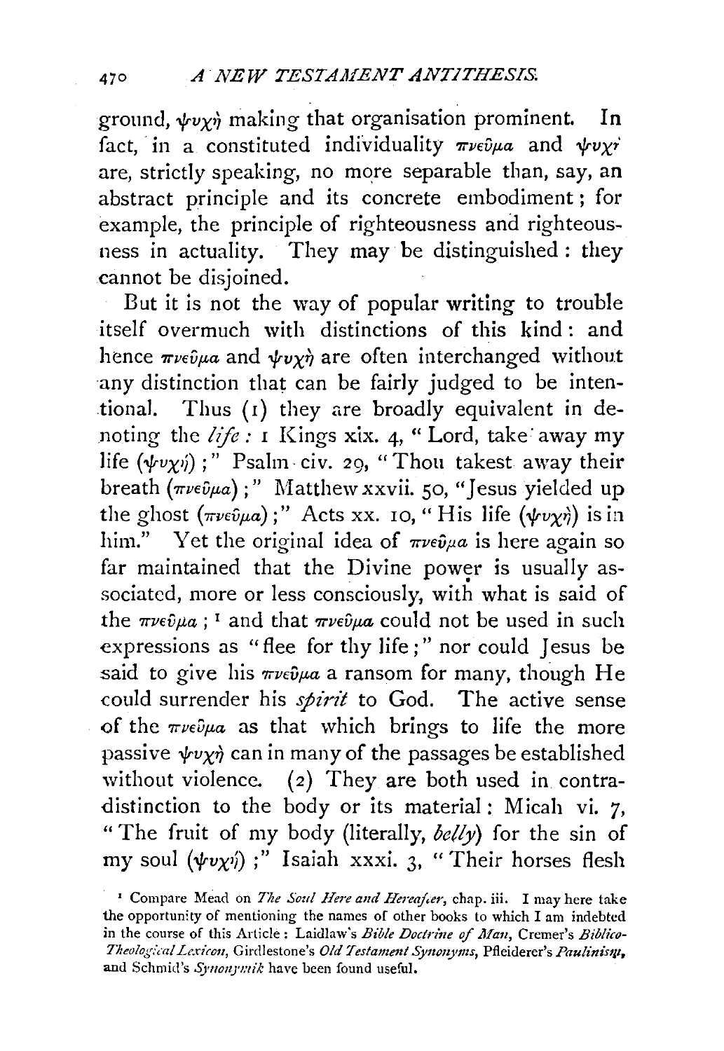ground, ψυχή making that organisation prominent. In fact, in a constituted individuality πνεῦμα and ψυχή are, strictly speaking, no more separable than, say, an abstract principle and its concrete embodiment; for example, the principle of righteousness and righteousness in actuality. They may be distinguished: they cannot be disjoined.

But it is not the way of popular writing to trouble itself overmuch with distinctions of this kind: and hence πνεῦμα and ψυχή are often interchanged without any distinction that can be fairly judged to be intentional. Thus (1) they are broadly equivalent in denoting the *life*: 1 Kings xix. 4, "Lord, take away my life (ψυχή);" Psalm civ. 29, "Thou takest away their breath (πνεῦμα);" Matthew xxvii. 50, "Jesus yielded up the ghost (πνεῦμα);" Acts xx. 10, "His life (ψυχή) is in him." Yet the original idea of πνεῦμα is here again so far maintained that the Divine power is usually associated, more or less consciously, with what is said of the πνεῦμα; [1] and that πνεῦμα could not be used in such expressions as "flee for thy life;" nor could Jesus be said to give his πνεῦμα a ransom for many, though He could surrender his *spirit* to God. The active sense of the πνεῦμα as that which brings to life the more passive ψυχή can in many of the passages be established without violence. (2) They are both used in contradistinction to the body or its material: Micah vi. 7, "The fruit of my body (literally, *belly*) for the sin of my soul (ψυχή);" Isaiah xxxi. 3, "Their horses flesh

[1] Compare Mead on *The Soul Here and Hereafter*, chap. iii. I may here take the opportunity of mentioning the names of other books to which I am indebted in the course of this Article: Laidlaw's *Bible Doctrine of Man*, Cremer's *Biblico-Theological Lexicon*, Girdlestone's *Old Testament Synonyms*, Pfleiderer's *Paulinism*, and Schmid's *Synonymik* have been found useful.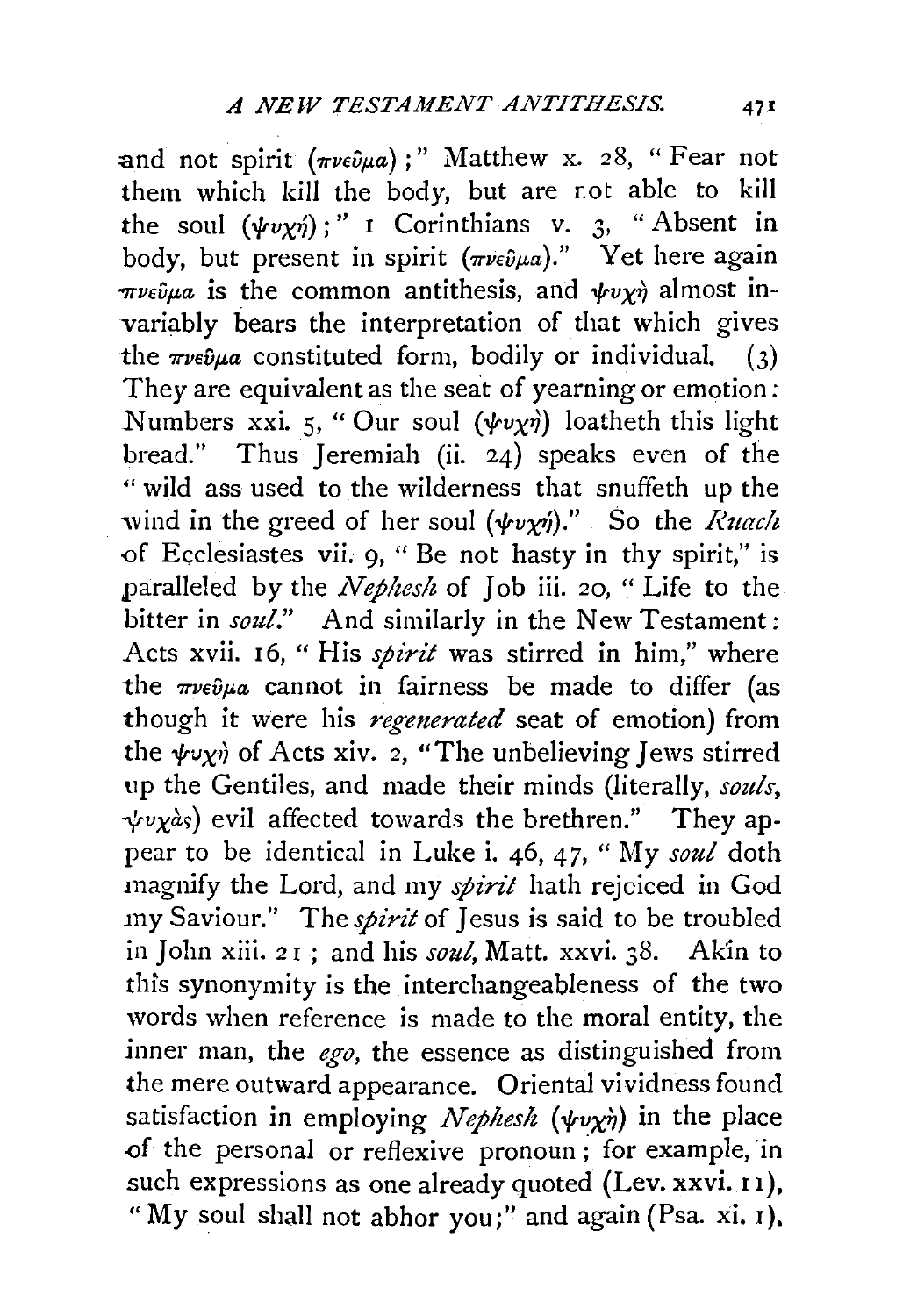and not spirit (πνεῦμα);" Matthew x. 28, "Fear not them which kill the body, but are not able to kill the soul (ψυχή);" 1 Corinthians v. 3, "Absent in body, but present in spirit (πνεῦμα)." Yet here again πνεῦμα is the common antithesis, and ψυχὴ almost invariably bears the interpretation of that which gives the πνεῦμα constituted form, bodily or individual. (3) They are equivalent as the seat of yearning or emotion: Numbers xxi. 5, "Our soul (ψυχὴ) loatheth this light bread." Thus Jeremiah (ii. 24) speaks even of the "wild ass used to the wilderness that snuffeth up the wind in the greed of her soul (ψυχή)." So the *Ruach* of Ecclesiastes vii. 9, "Be not hasty in thy spirit," is paralleled by the *Nephesh* of Job iii. 20, "Life to the bitter in *soul*." And similarly in the New Testament: Acts xvii. 16, "His *spirit* was stirred in him," where the πνεῦμα cannot in fairness be made to differ (as though it were his *regenerated* seat of emotion) from the ψυχὴ of Acts xiv. 2, "The unbelieving Jews stirred up the Gentiles, and made their minds (literally, *souls*, ψυχὰς) evil affected towards the brethren." They appear to be identical in Luke i. 46, 47, "My *soul* doth magnify the Lord, and my *spirit* hath rejoiced in God my Saviour." The *spirit* of Jesus is said to be troubled in John xiii. 21; and his *soul*, Matt. xxvi. 38. Akin to this synonymity is the interchangeableness of the two words when reference is made to the moral entity, the inner man, the *ego*, the essence as distinguished from the mere outward appearance. Oriental vividness found satisfaction in employing *Nephesh* (ψυχὴ) in the place of the personal or reflexive pronoun; for example, in such expressions as one already quoted (Lev. xxvi. 11), "My soul shall not abhor you;" and again (Psa. xi. 1).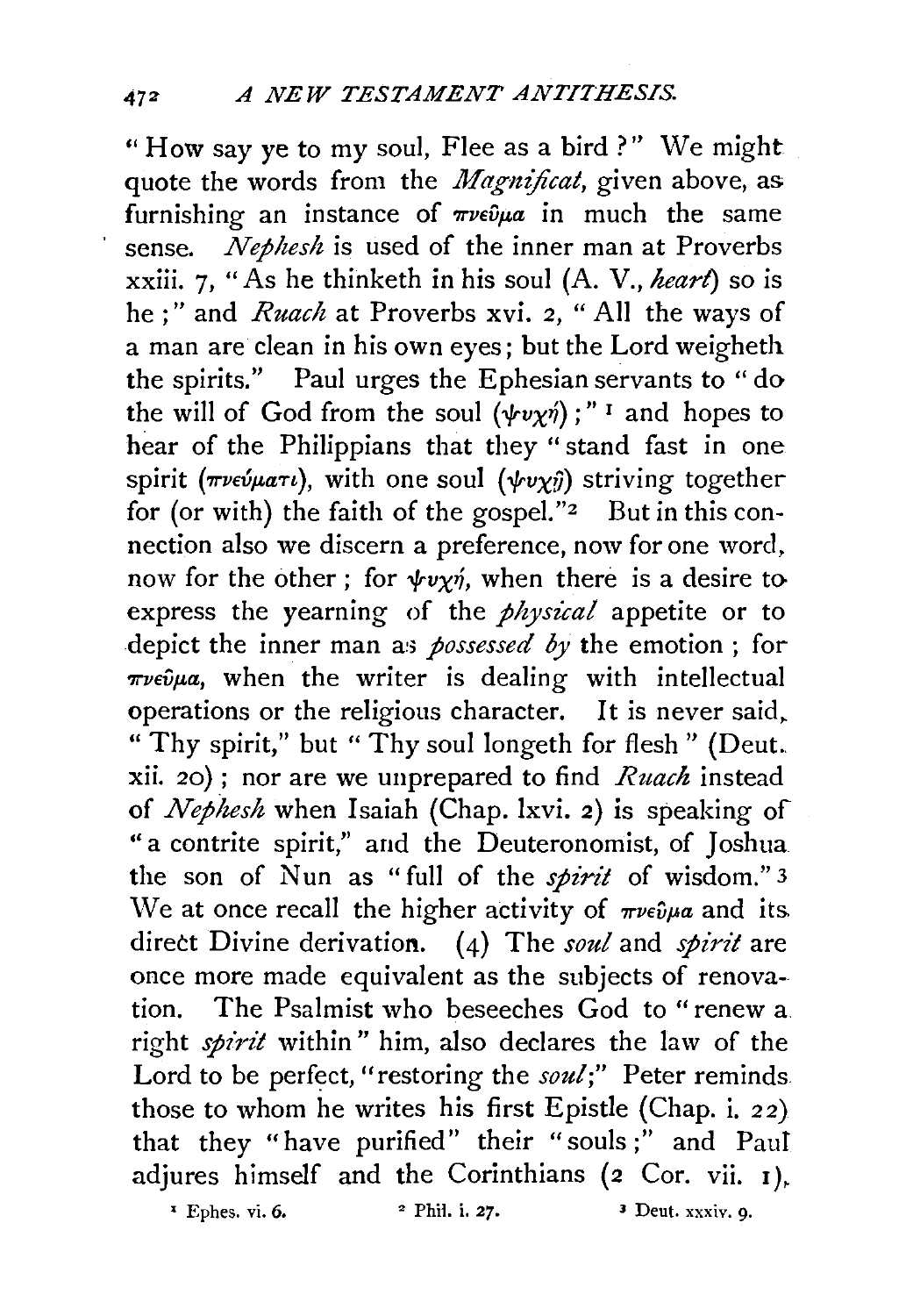"How say ye to my soul, Flee as a bird?" We might quote the words from the *Magnificat*, given above, as furnishing an instance of πνεῦμα in much the same sense. *Nephesh* is used of the inner man at Proverbs xxiii. 7, "As he thinketh in his soul (A. V., *heart*) so is he;" and *Ruach* at Proverbs xvi. 2, "All the ways of a man are clean in his own eyes; but the Lord weigheth the spirits." Paul urges the Ephesian servants to "do the will of God from the soul (ψυχή);"[1] and hopes to hear of the Philippians that they "stand fast in one spirit (πνεύματι), with one soul (ψυχῇ) striving together for (or with) the faith of the gospel."[2] But in this connection also we discern a preference, now for one word, now for the other; for ψυχή, when there is a desire to express the yearning of the *physical* appetite or to depict the inner man as *possessed by* the emotion; for πνεῦμα, when the writer is dealing with intellectual operations or the religious character. It is never said, "Thy spirit," but "Thy soul longeth for flesh" (Deut. xii. 20); nor are we unprepared to find *Ruach* instead of *Nephesh* when Isaiah (Chap. lxvi. 2) is speaking of "a contrite spirit," and the Deuteronomist, of Joshua the son of Nun as "full of the *spirit* of wisdom."[3] We at once recall the higher activity of πνεῦμα and its direct Divine derivation. (4) The *soul* and *spirit* are once more made equivalent as the subjects of renovation. The Psalmist who beseeches God to "renew a right *spirit* within" him, also declares the law of the Lord to be perfect, "restoring the *soul*;" Peter reminds those to whom he writes his first Epistle (Chap. i. 22) that they "have purified" their "souls;" and Paul adjures himself and the Corinthians (2 Cor. vii. 1),

[1] Ephes. vi. 6. [2] Phil. i. 27. [3] Deut. xxxiv. 9.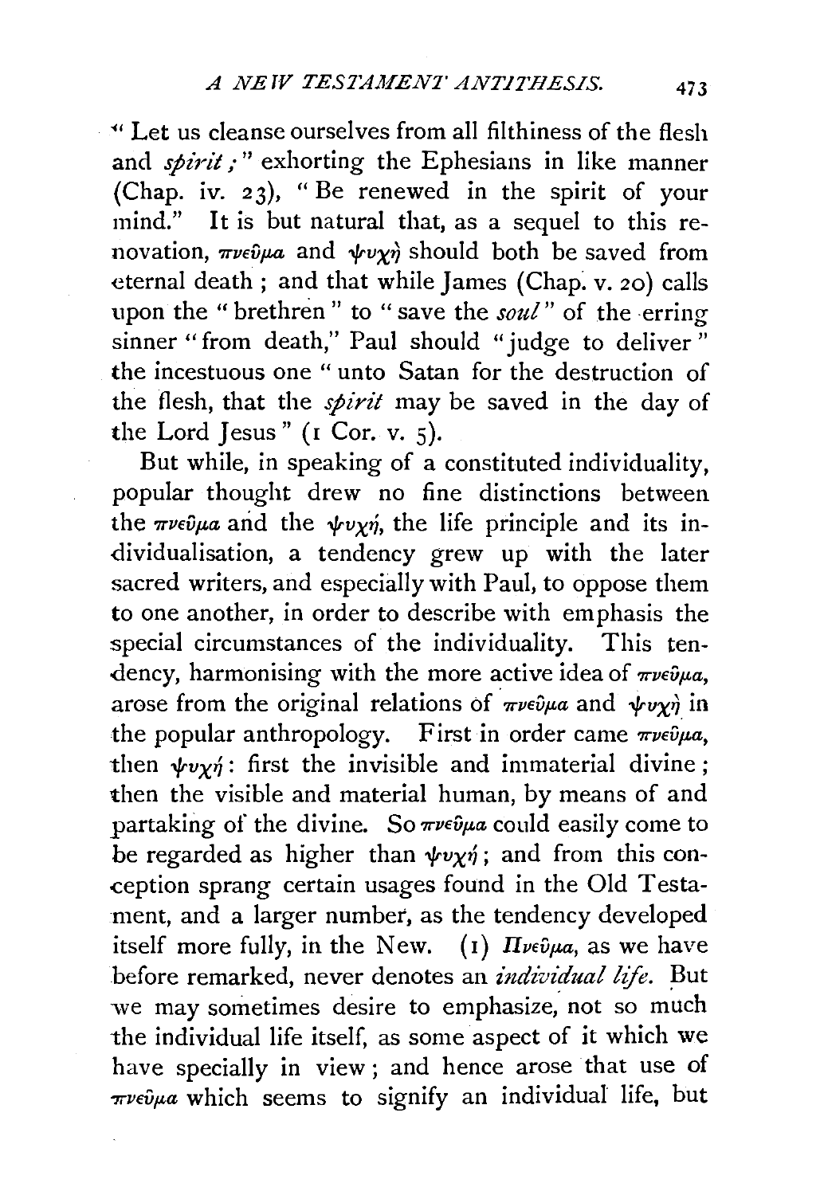"Let us cleanse ourselves from all filthiness of the flesh and *spirit;*" exhorting the Ephesians in like manner (Chap. iv. 23), "Be renewed in the spirit of your mind." It is but natural that, as a sequel to this renovation, πνεῦμα and ψυχὴ should both be saved from eternal death; and that while James (Chap. v. 20) calls upon the "brethren" to "save the *soul*" of the erring sinner "from death," Paul should "judge to deliver" the incestuous one "unto Satan for the destruction of the flesh, that the *spirit* may be saved in the day of the Lord Jesus" (1 Cor. v. 5).

But while, in speaking of a constituted individuality, popular thought drew no fine distinctions between the πνεῦμα and the ψυχή, the life principle and its individualisation, a tendency grew up with the later sacred writers, and especially with Paul, to oppose them to one another, in order to describe with emphasis the special circumstances of the individuality. This tendency, harmonising with the more active idea of πνεῦμα, arose from the original relations of πνεῦμα and ψυχὴ in the popular anthropology. First in order came πνεῦμα, then ψυχή: first the invisible and immaterial divine; then the visible and material human, by means of and partaking of the divine. So πνεῦμα could easily come to be regarded as higher than ψυχή; and from this conception sprang certain usages found in the Old Testament, and a larger number, as the tendency developed itself more fully, in the New. (1) Πνεῦμα, as we have before remarked, never denotes an *individual life*. But we may sometimes desire to emphasize, not so much the individual life itself, as some aspect of it which we have specially in view; and hence arose that use of πνεῦμα which seems to signify an individual life, but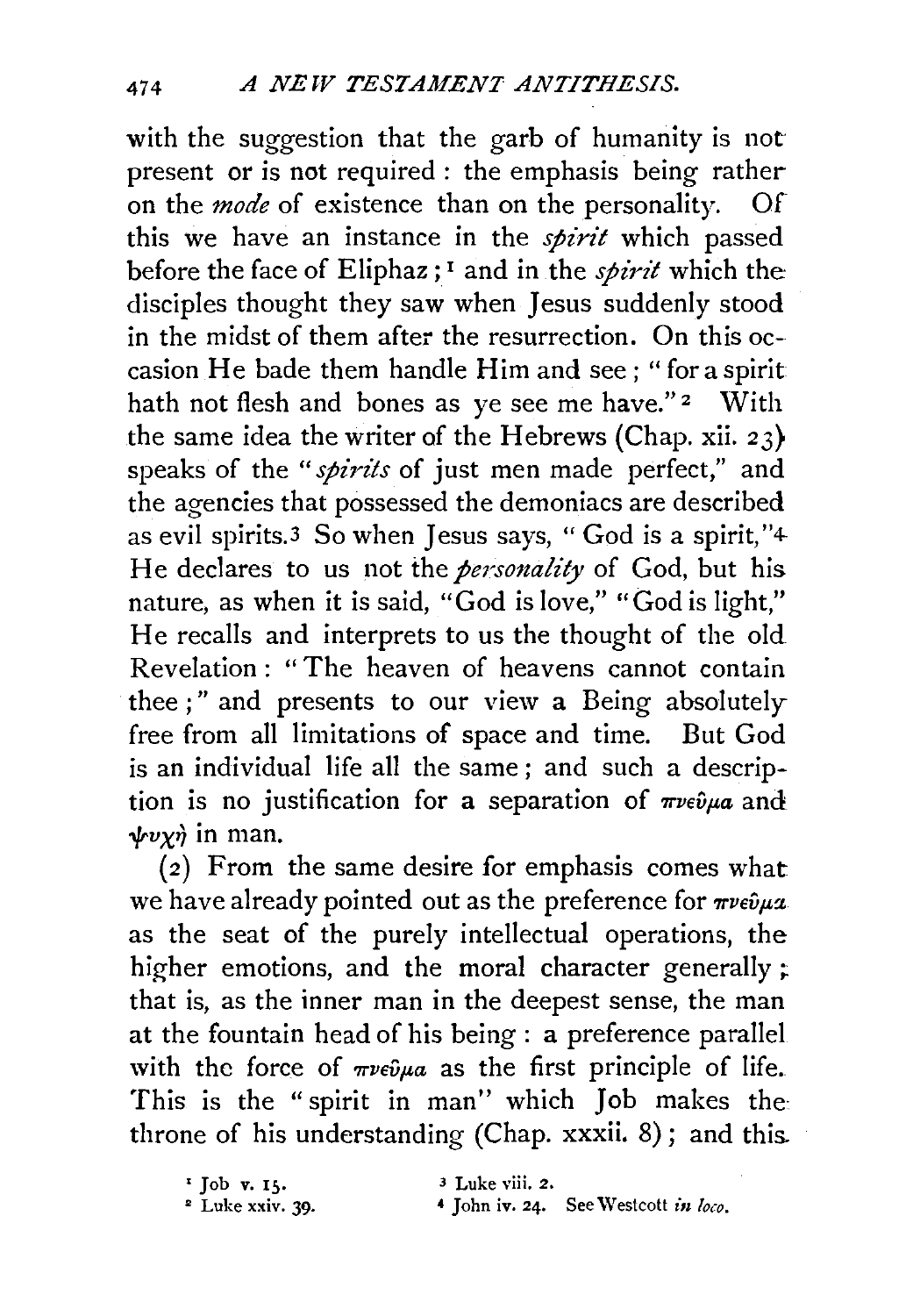with the suggestion that the garb of humanity is not present or is not required : the emphasis being rather on the *mode* of existence than on the personality. Of this we have an instance in the *spirit* which passed before the face of Eliphaz ;[1] and in the *spirit* which the disciples thought they saw when Jesus suddenly stood in the midst of them after the resurrection. On this occasion He bade them handle Him and see ; " for a spirit hath not flesh and bones as ye see me have."[2] With the same idea the writer of the Hebrews (Chap. xii. 23) speaks of the "*spirits* of just men made perfect," and the agencies that possessed the demoniacs are described as evil spirits.[3] So when Jesus says, " God is a spirit,"[4] He declares to us not the *personality* of God, but his nature, as when it is said, "God is love," "God is light," He recalls and interprets to us the thought of the old Revelation : " The heaven of heavens cannot contain thee ;" and presents to our view a Being absolutely free from all limitations of space and time. But God is an individual life all the same ; and such a description is no justification for a separation of πνεῦμα and ψυχή in man.

(2) From the same desire for emphasis comes what we have already pointed out as the preference for πνεῦμα as the seat of the purely intellectual operations, the higher emotions, and the moral character generally ; that is, as the inner man in the deepest sense, the man at the fountain head of his being : a preference parallel with the force of πνεῦμα as the first principle of life. This is the " spirit in man" which Job makes the throne of his understanding (Chap. xxxii. 8) ; and this

[1] Job v. 15.
[2] Luke xxiv. 39.
[3] Luke viii. 2.
[4] John iv. 24. See Westcott *in loco*.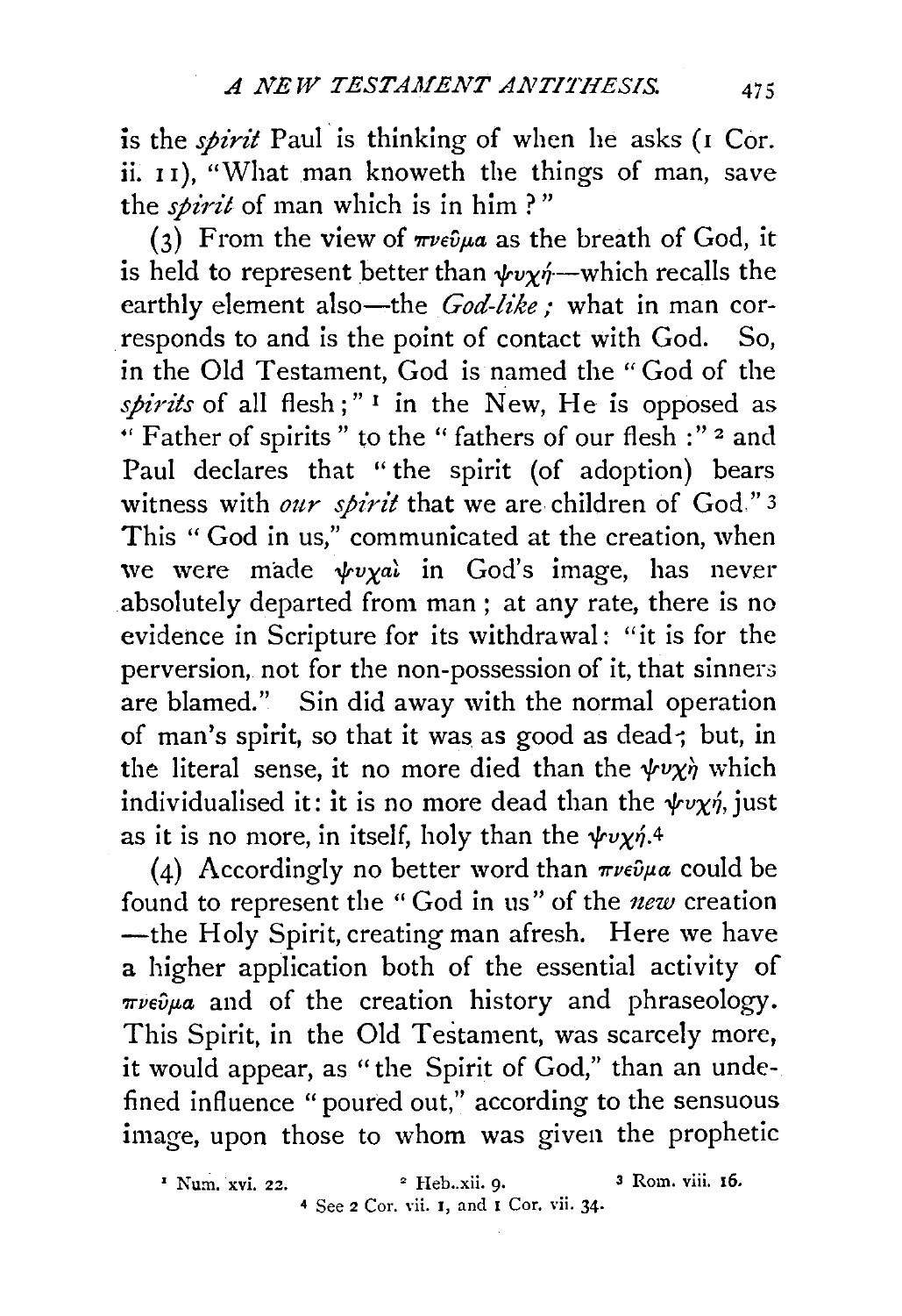is the *spirit* Paul is thinking of when he asks (1 Cor. ii. 11), "What man knoweth the things of man, save the *spirit* of man which is in him?"

(3) From the view of πνεῦμα as the breath of God, it is held to represent better than ψυχή—which recalls the earthly element also—the *God-like;* what in man corresponds to and is the point of contact with God. So, in the Old Testament, God is named the "God of the *spirits* of all flesh;"[1] in the New, He is opposed as "Father of spirits" to the "fathers of our flesh:"[2] and Paul declares that "the spirit (of adoption) bears witness with *our spirit* that we are children of God."[3] This "God in us," communicated at the creation, when we were made ψυχαὶ in God's image, has never absolutely departed from man; at any rate, there is no evidence in Scripture for its withdrawal: "it is for the perversion, not for the non-possession of it, that sinners are blamed." Sin did away with the normal operation of man's spirit, so that it was as good as dead; but, in the literal sense, it no more died than the ψυχὴ which individualised it: it is no more dead than the ψυχή, just as it is no more, in itself, holy than the ψυχή.[4]

(4) Accordingly no better word than πνεῦμα could be found to represent the "God in us" of the *new* creation—the Holy Spirit, creating man afresh. Here we have a higher application both of the essential activity of πνεῦμα and of the creation history and phraseology. This Spirit, in the Old Testament, was scarcely more, it would appear, as "the Spirit of God," than an undefined influence "poured out," according to the sensuous image, upon those to whom was given the prophetic

[1] Num. xvi. 22. [2] Heb. xii. 9. [3] Rom. viii. 16.
[4] See 2 Cor. vii. 1, and 1 Cor. vii. 34.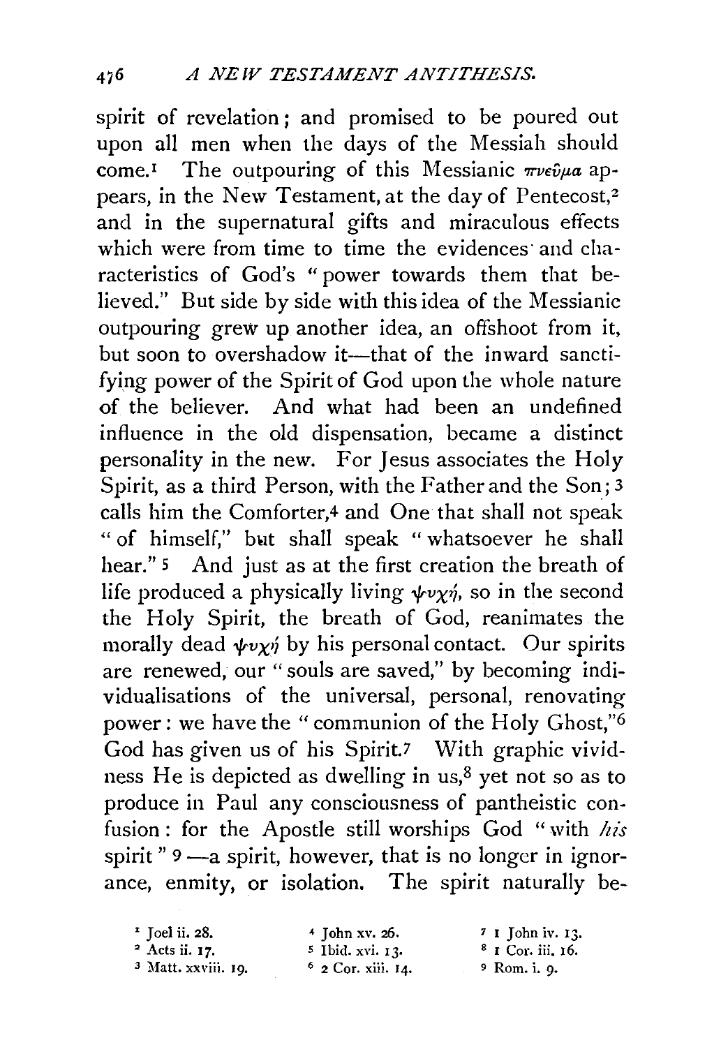spirit of revelation; and promised to be poured out upon all men when the days of the Messiah should come.[1] The outpouring of this Messianic πνεῦμα appears, in the New Testament, at the day of Pentecost,[2] and in the supernatural gifts and miraculous effects which were from time to time the evidences and characteristics of God's "power towards them that believed." But side by side with this idea of the Messianic outpouring grew up another idea, an offshoot from it, but soon to overshadow it—that of the inward sanctifying power of the Spirit of God upon the whole nature of the believer. And what had been an undefined influence in the old dispensation, became a distinct personality in the new. For Jesus associates the Holy Spirit, as a third Person, with the Father and the Son;[3] calls him the Comforter,[4] and One that shall not speak "of himself," but shall speak "whatsoever he shall hear."[5] And just as at the first creation the breath of life produced a physically living ψυχή, so in the second the Holy Spirit, the breath of God, reanimates the morally dead ψυχή by his personal contact. Our spirits are renewed, our "souls are saved," by becoming individualisations of the universal, personal, renovating power: we have the "communion of the Holy Ghost,"[6] God has given us of his Spirit.[7] With graphic vividness He is depicted as dwelling in us,[8] yet not so as to produce in Paul any consciousness of pantheistic confusion: for the Apostle still worships God "with *his* spirit"[9]—a spirit, however, that is no longer in ignorance, enmity, or isolation. The spirit naturally be-

[1] Joel ii. 28.
[2] Acts ii. 17.
[3] Matt. xxviii. 19.
[4] John xv. 26.
[5] Ibid. xvi. 13.
[6] 2 Cor. xiii. 14.
[7] 1 John iv. 13.
[8] 1 Cor. iii. 16.
[9] Rom. i. 9.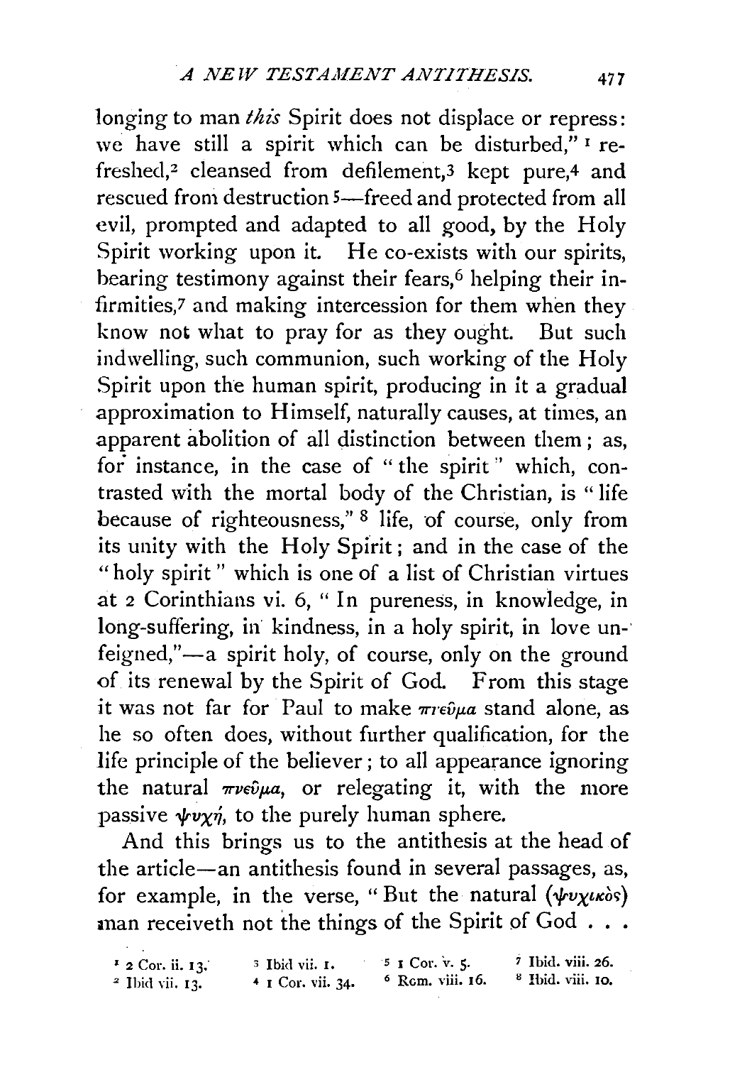longing to man *this* Spirit does not displace or repress: we have still a spirit which can be disturbed,"[1] refreshed,[2] cleansed from defilement,[3] kept pure,[4] and rescued from destruction[5]—freed and protected from all evil, prompted and adapted to all good, by the Holy Spirit working upon it. He co-exists with our spirits, bearing testimony against their fears,[6] helping their infirmities,[7] and making intercession for them when they know not what to pray for as they ought. But such indwelling, such communion, such working of the Holy Spirit upon the human spirit, producing in it a gradual approximation to Himself, naturally causes, at times, an apparent abolition of all distinction between them; as, for instance, in the case of "the spirit" which, contrasted with the mortal body of the Christian, is "life because of righteousness,"[8] life, of course, only from its unity with the Holy Spirit; and in the case of the "holy spirit" which is one of a list of Christian virtues at 2 Corinthians vi. 6, "In pureness, in knowledge, in long-suffering, in kindness, in a holy spirit, in love unfeigned,"—a spirit holy, of course, only on the ground of its renewal by the Spirit of God. From this stage it was not far for Paul to make πνεῦμα stand alone, as he so often does, without further qualification, for the life principle of the believer; to all appearance ignoring the natural πνεῦμα, or relegating it, with the more passive ψυχή, to the purely human sphere.

And this brings us to the antithesis at the head of the article—an antithesis found in several passages, as, for example, in the verse, "But the natural (ψυχικὸς) man receiveth not the things of the Spirit of God . . .

[1] 2 Cor. ii. 13.
[2] Ibid vii. 13.
[3] Ibid vii. 1.
[4] 1 Cor. vii. 34.
[5] 1 Cor. v. 5.
[6] Rom. viii. 16.
[7] Ibid. viii. 26.
[8] Ibid. viii. 10.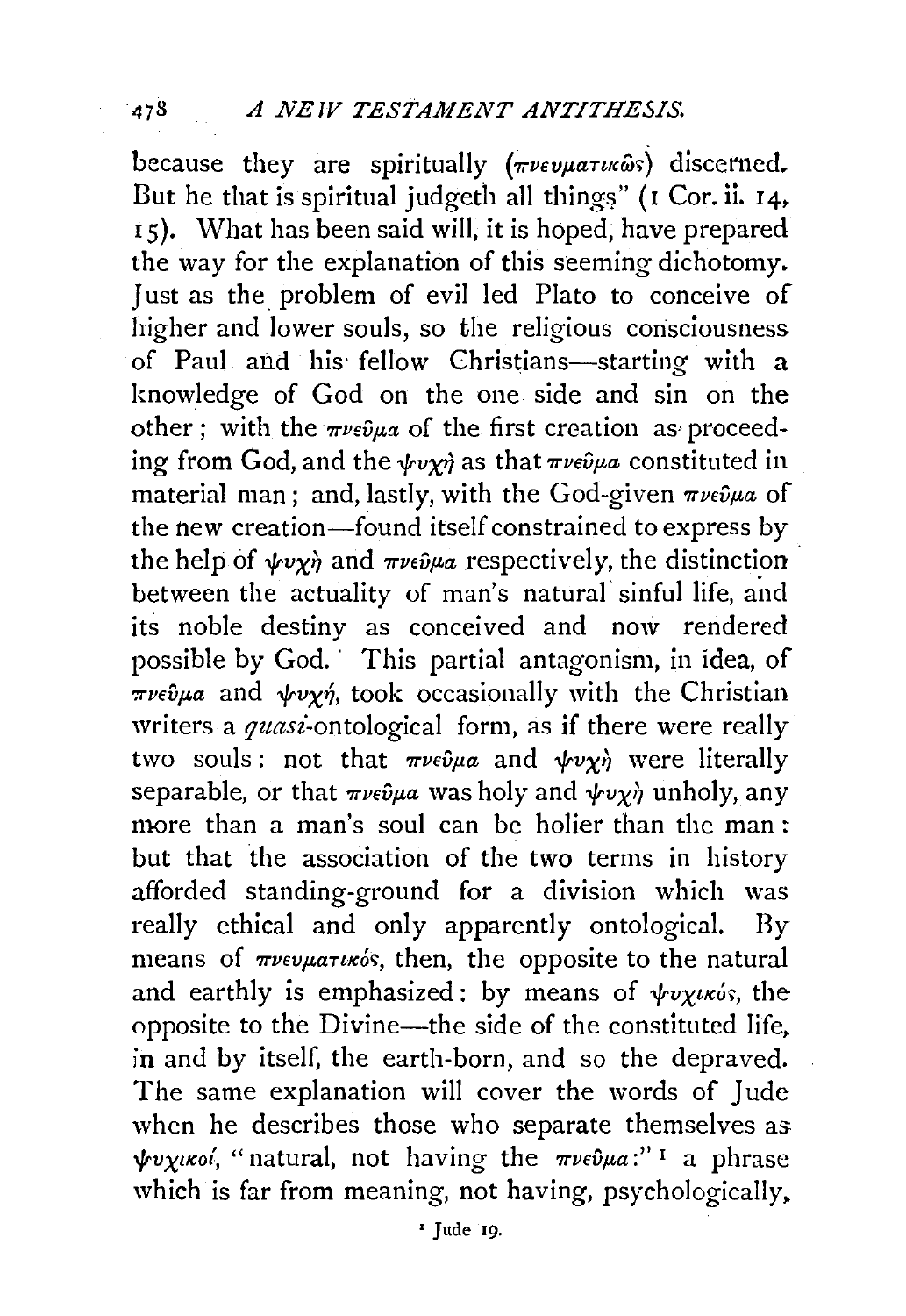because they are spiritually (πνευματικῶς) discerned. But he that is spiritual judgeth all things" (1 Cor. ii. 14, 15). What has been said will, it is hoped, have prepared the way for the explanation of this seeming dichotomy. Just as the problem of evil led Plato to conceive of higher and lower souls, so the religious consciousness of Paul and his fellow Christians—starting with a knowledge of God on the one side and sin on the other; with the πνεῦμα of the first creation as proceeding from God, and the ψυχή as that πνεῦμα constituted in material man; and, lastly, with the God-given πνεῦμα of the new creation—found itself constrained to express by the help of ψυχή and πνεῦμα respectively, the distinction between the actuality of man's natural sinful life, and its noble destiny as conceived and now rendered possible by God. This partial antagonism, in idea, of πνεῦμα and ψυχή, took occasionally with the Christian writers a *quasi*-ontological form, as if there were really two souls: not that πνεῦμα and ψυχή were literally separable, or that πνεῦμα was holy and ψυχή unholy, any more than a man's soul can be holier than the man: but that the association of the two terms in history afforded standing-ground for a division which was really ethical and only apparently ontological. By means of πνευματικός, then, the opposite to the natural and earthly is emphasized: by means of ψυχικός, the opposite to the Divine—the side of the constituted life, in and by itself, the earth-born, and so the depraved. The same explanation will cover the words of Jude when he describes those who separate themselves as ψυχικοί, "natural, not having the πνεῦμα:" [1] a phrase which is far from meaning, not having, psychologically,

[1] Jude 19.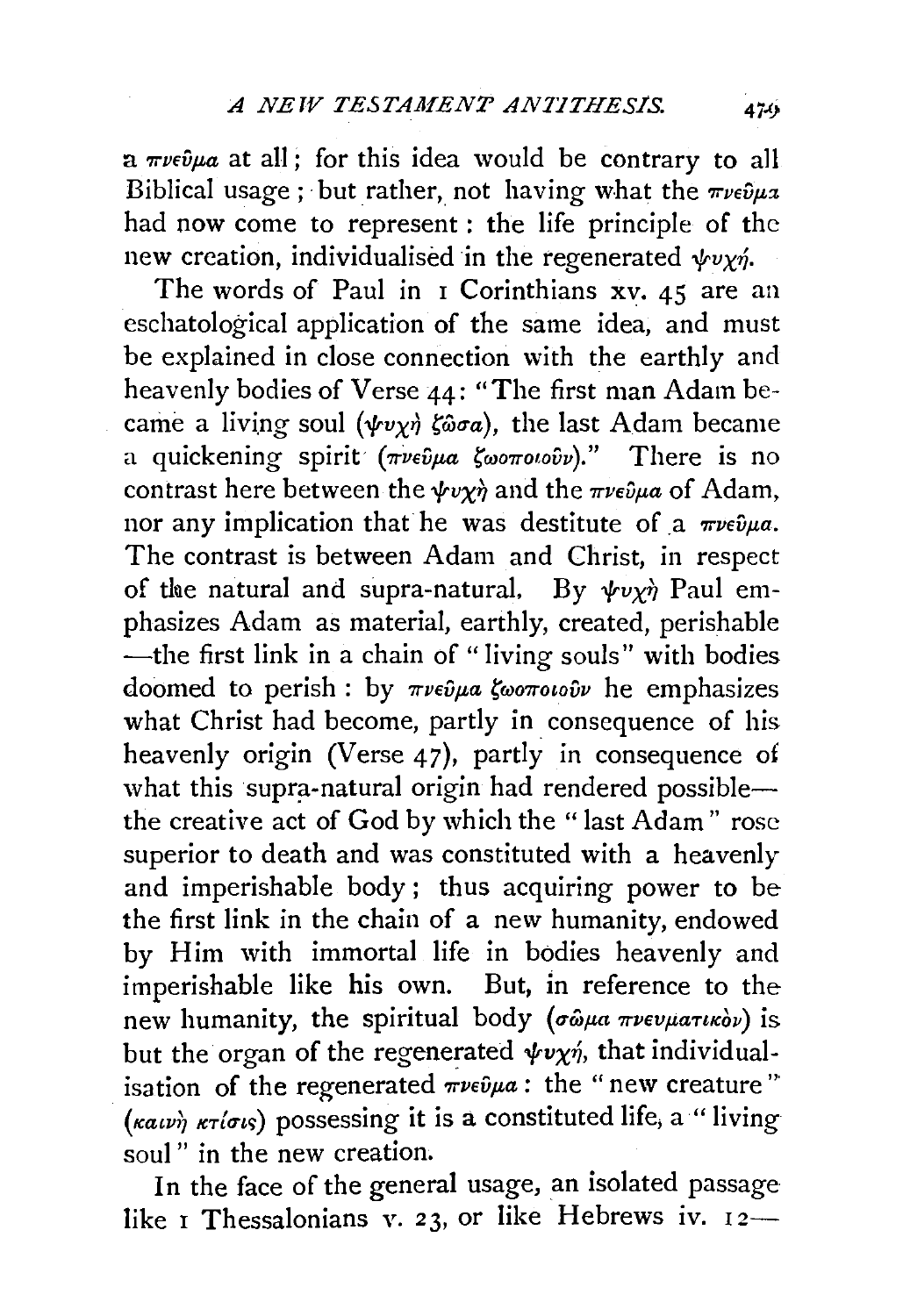a πνεῦμα at all; for this idea would be contrary to all Biblical usage; but rather, not having what the πνεῦμα had now come to represent: the life principle of the new creation, individualised in the regenerated ψυχή.

The words of Paul in 1 Corinthians xv. 45 are an eschatological application of the same idea, and must be explained in close connection with the earthly and heavenly bodies of Verse 44: "The first man Adam became a living soul (ψυχὴ ζῶσα), the last Adam became a quickening spirit (πνεῦμα ζωοποιοῦν)." There is no contrast here between the ψυχὴ and the πνεῦμα of Adam, nor any implication that he was destitute of a πνεῦμα. The contrast is between Adam and Christ, in respect of the natural and supra-natural. By ψυχὴ Paul emphasizes Adam as material, earthly, created, perishable —the first link in a chain of "living souls" with bodies doomed to perish: by πνεῦμα ζωοποιοῦν he emphasizes what Christ had become, partly in consequence of his heavenly origin (Verse 47), partly in consequence of what this supra-natural origin had rendered possible— the creative act of God by which the "last Adam" rose superior to death and was constituted with a heavenly and imperishable body; thus acquiring power to be the first link in the chain of a new humanity, endowed by Him with immortal life in bodies heavenly and imperishable like his own. But, in reference to the new humanity, the spiritual body (σῶμα πνευματικὸν) is but the organ of the regenerated ψυχή, that individualisation of the regenerated πνεῦμα: the "new creature" (καινὴ κτίσις) possessing it is a constituted life, a "living soul" in the new creation.

In the face of the general usage, an isolated passage like 1 Thessalonians v. 23, or like Hebrews iv. 12—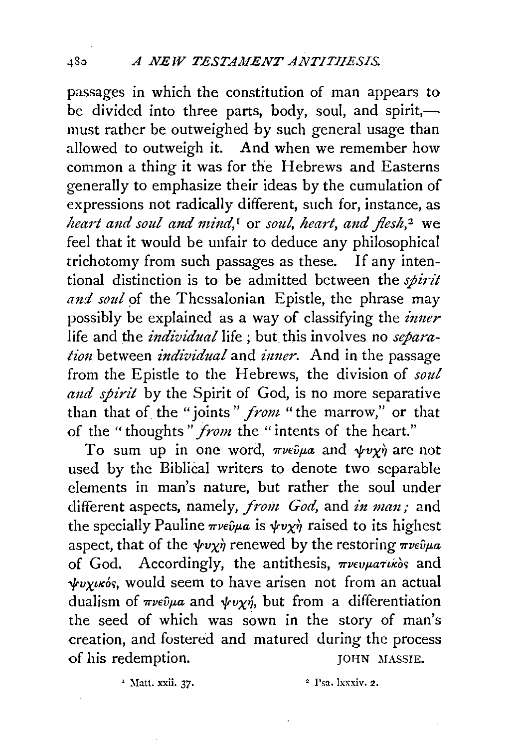passages in which the constitution of man appears to be divided into three parts, body, soul, and spirit,—must rather be outweighed by such general usage than allowed to outweigh it. And when we remember how common a thing it was for the Hebrews and Easterns generally to emphasize their ideas by the cumulation of expressions not radically different, such for, instance, as *heart and soul and mind*,[1] or *soul, heart, and flesh*,[2] we feel that it would be unfair to deduce any philosophical trichotomy from such passages as these. If any intentional distinction is to be admitted between the *spirit and soul* of the Thessalonian Epistle, the phrase may possibly be explained as a way of classifying the *inner* life and the *individual* life; but this involves no *separation* between *individual* and *inner*. And in the passage from the Epistle to the Hebrews, the division of *soul and spirit* by the Spirit of God, is no more separative than that of the "joints" *from* "the marrow," or that of the "thoughts" *from* the "intents of the heart."

To sum up in one word, πνεῦμα and ψυχὴ are not used by the Biblical writers to denote two separable elements in man's nature, but rather the soul under different aspects, namely, *from God*, and *in man*; and the specially Pauline πνεῦμα is ψυχὴ raised to its highest aspect, that of the ψυχὴ renewed by the restoring πνεῦμα of God. Accordingly, the antithesis, πνευματικὸς and ψυχικός, would seem to have arisen not from an actual dualism of πνεῦμα and ψυχή, but from a differentiation the seed of which was sown in the story of man's creation, and fostered and matured during the process of his redemption.

JOHN MASSIE.

[1] Matt. xxii. 37.

[2] Psa. lxxxiv. 2.